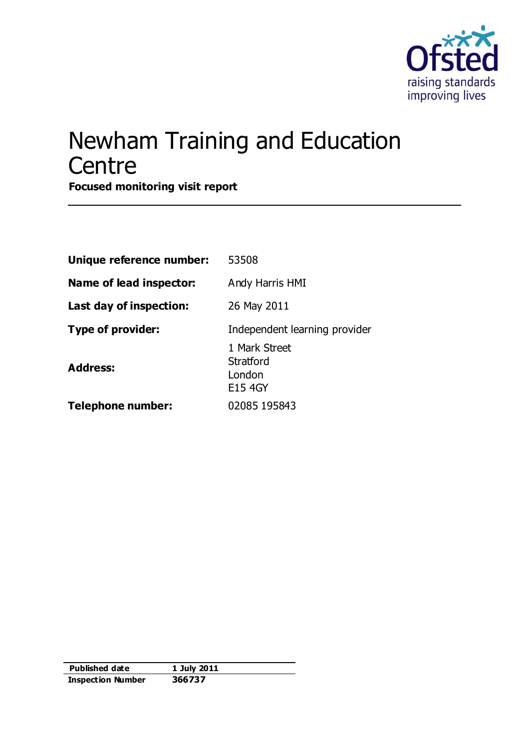# Newham Training and Education Centre

**Focused monitoring visit report**

| | |
|---|---|
| **Unique reference number:** | 53508 |
| **Name of lead inspector:** | Andy Harris HMI |
| **Last day of inspection:** | 26 May 2011 |
| **Type of provider:** | Independent learning provider |
| **Address:** | 1 Mark Street<br>Stratford<br>London<br>E15 4GY |
| **Telephone number:** | 02085 195843 |

| | |
|---|---|
| **Published date** | **1 July 2011** |
| **Inspection Number** | **366737** |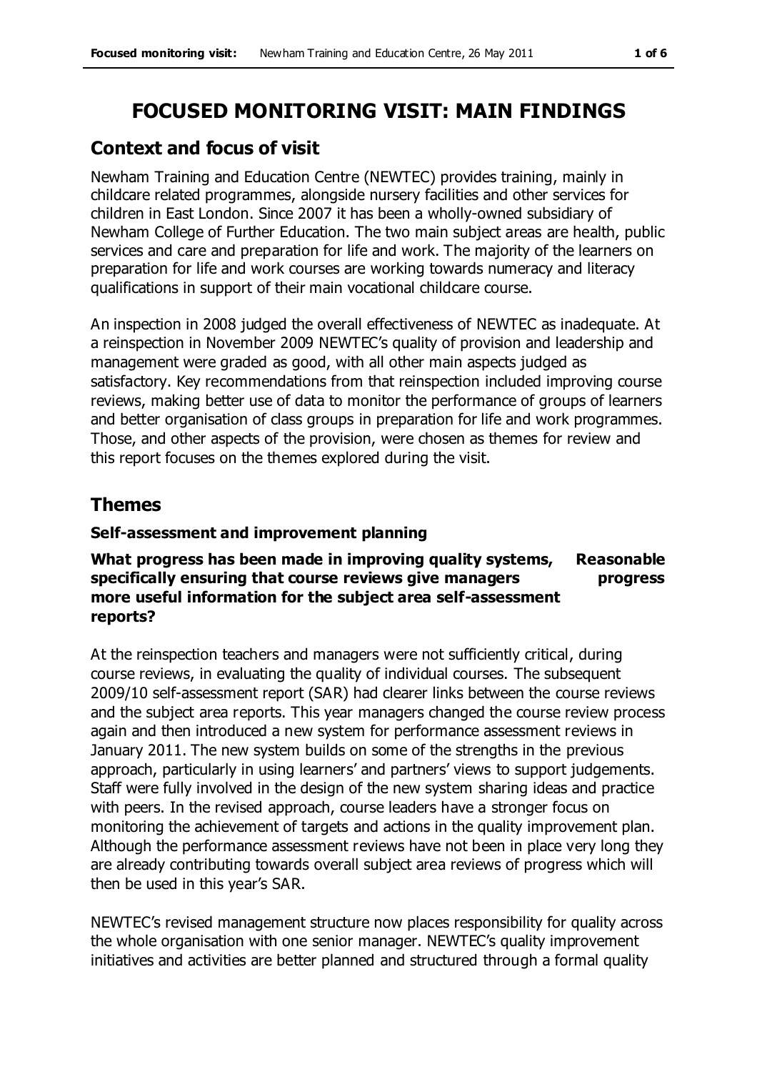# FOCUSED MONITORING VISIT: MAIN FINDINGS

## Context and focus of visit

Newham Training and Education Centre (NEWTEC) provides training, mainly in childcare related programmes, alongside nursery facilities and other services for children in East London. Since 2007 it has been a wholly-owned subsidiary of Newham College of Further Education. The two main subject areas are health, public services and care and preparation for life and work. The majority of the learners on preparation for life and work courses are working towards numeracy and literacy qualifications in support of their main vocational childcare course.

An inspection in 2008 judged the overall effectiveness of NEWTEC as inadequate. At a reinspection in November 2009 NEWTEC's quality of provision and leadership and management were graded as good, with all other main aspects judged as satisfactory. Key recommendations from that reinspection included improving course reviews, making better use of data to monitor the performance of groups of learners and better organisation of class groups in preparation for life and work programmes. Those, and other aspects of the provision, were chosen as themes for review and this report focuses on the themes explored during the visit.

## Themes

### Self-assessment and improvement planning

**What progress has been made in improving quality systems, specifically ensuring that course reviews give managers more useful information for the subject area self-assessment reports?** — **Reasonable progress**

At the reinspection teachers and managers were not sufficiently critical, during course reviews, in evaluating the quality of individual courses. The subsequent 2009/10 self-assessment report (SAR) had clearer links between the course reviews and the subject area reports. This year managers changed the course review process again and then introduced a new system for performance assessment reviews in January 2011. The new system builds on some of the strengths in the previous approach, particularly in using learners' and partners' views to support judgements. Staff were fully involved in the design of the new system sharing ideas and practice with peers. In the revised approach, course leaders have a stronger focus on monitoring the achievement of targets and actions in the quality improvement plan. Although the performance assessment reviews have not been in place very long they are already contributing towards overall subject area reviews of progress which will then be used in this year's SAR.

NEWTEC's revised management structure now places responsibility for quality across the whole organisation with one senior manager. NEWTEC's quality improvement initiatives and activities are better planned and structured through a formal quality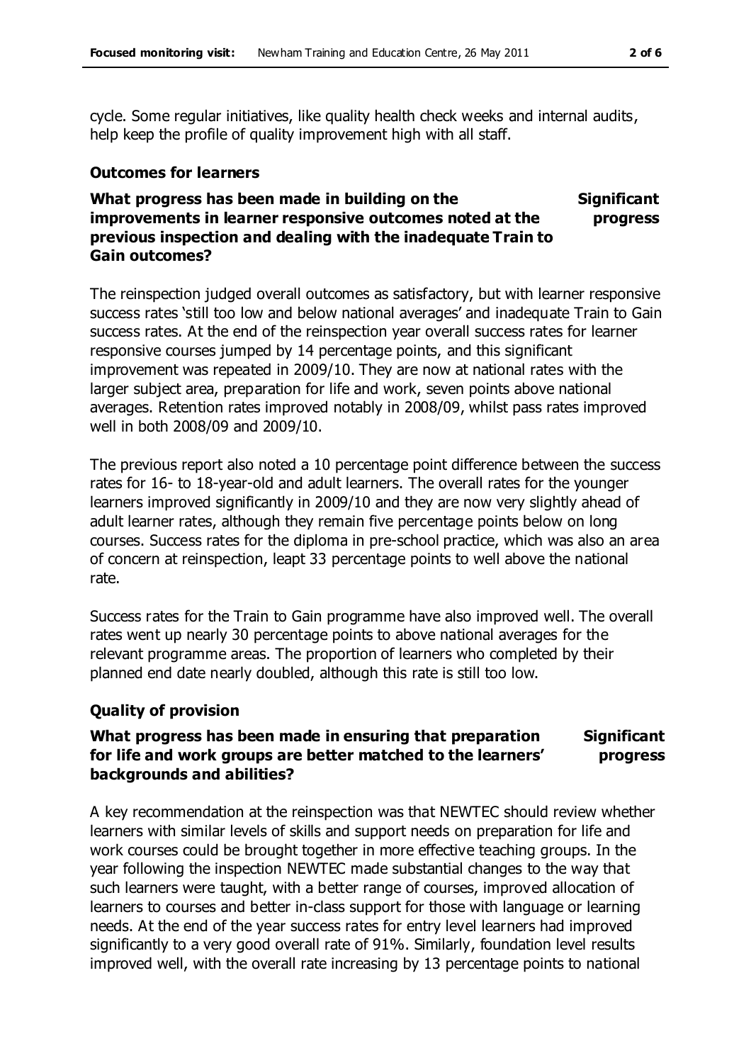cycle. Some regular initiatives, like quality health check weeks and internal audits, help keep the profile of quality improvement high with all staff.

### Outcomes for learners

**What progress has been made in building on the improvements in learner responsive outcomes noted at the previous inspection and dealing with the inadequate Train to Gain outcomes?** **Significant progress**

The reinspection judged overall outcomes as satisfactory, but with learner responsive success rates 'still too low and below national averages' and inadequate Train to Gain success rates. At the end of the reinspection year overall success rates for learner responsive courses jumped by 14 percentage points, and this significant improvement was repeated in 2009/10. They are now at national rates with the larger subject area, preparation for life and work, seven points above national averages. Retention rates improved notably in 2008/09, whilst pass rates improved well in both 2008/09 and 2009/10.

The previous report also noted a 10 percentage point difference between the success rates for 16- to 18-year-old and adult learners. The overall rates for the younger learners improved significantly in 2009/10 and they are now very slightly ahead of adult learner rates, although they remain five percentage points below on long courses. Success rates for the diploma in pre-school practice, which was also an area of concern at reinspection, leapt 33 percentage points to well above the national rate.

Success rates for the Train to Gain programme have also improved well. The overall rates went up nearly 30 percentage points to above national averages for the relevant programme areas. The proportion of learners who completed by their planned end date nearly doubled, although this rate is still too low.

### Quality of provision

**What progress has been made in ensuring that preparation for life and work groups are better matched to the learners' backgrounds and abilities?** **Significant progress**

A key recommendation at the reinspection was that NEWTEC should review whether learners with similar levels of skills and support needs on preparation for life and work courses could be brought together in more effective teaching groups. In the year following the inspection NEWTEC made substantial changes to the way that such learners were taught, with a better range of courses, improved allocation of learners to courses and better in-class support for those with language or learning needs. At the end of the year success rates for entry level learners had improved significantly to a very good overall rate of 91%. Similarly, foundation level results improved well, with the overall rate increasing by 13 percentage points to national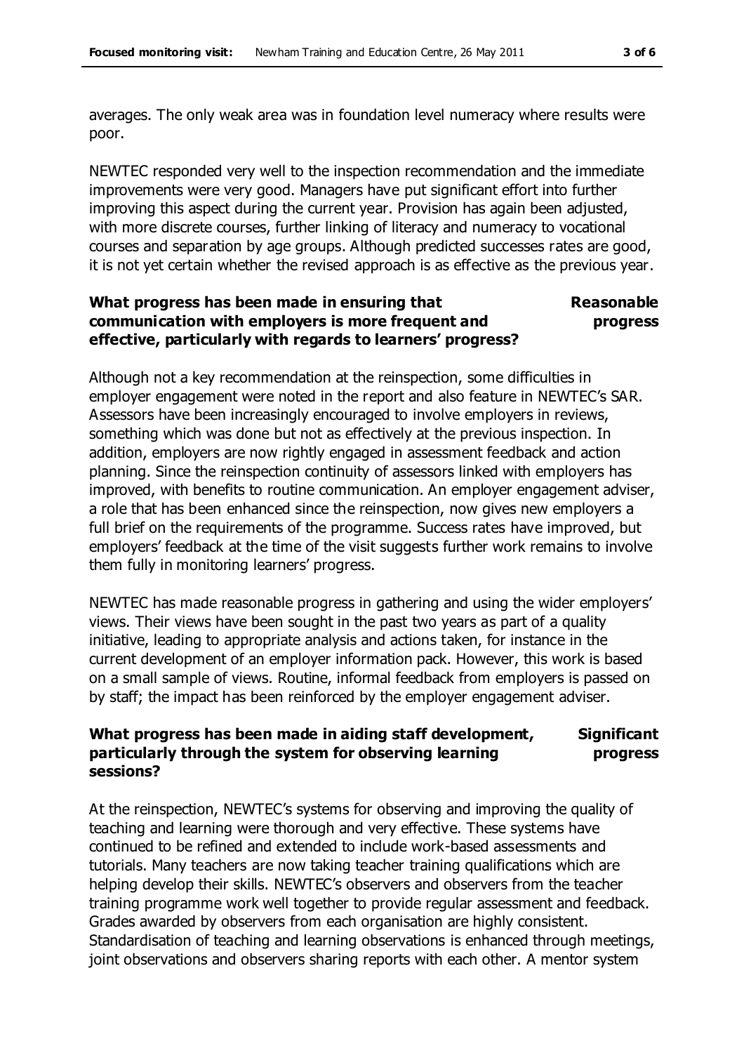averages. The only weak area was in foundation level numeracy where results were poor.

NEWTEC responded very well to the inspection recommendation and the immediate improvements were very good. Managers have put significant effort into further improving this aspect during the current year. Provision has again been adjusted, with more discrete courses, further linking of literacy and numeracy to vocational courses and separation by age groups. Although predicted successes rates are good, it is not yet certain whether the revised approach is as effective as the previous year.

**What progress has been made in ensuring that communication with employers is more frequent and effective, particularly with regards to learners' progress?** **Reasonable progress**

Although not a key recommendation at the reinspection, some difficulties in employer engagement were noted in the report and also feature in NEWTEC's SAR. Assessors have been increasingly encouraged to involve employers in reviews, something which was done but not as effectively at the previous inspection. In addition, employers are now rightly engaged in assessment feedback and action planning. Since the reinspection continuity of assessors linked with employers has improved, with benefits to routine communication. An employer engagement adviser, a role that has been enhanced since the reinspection, now gives new employers a full brief on the requirements of the programme. Success rates have improved, but employers' feedback at the time of the visit suggests further work remains to involve them fully in monitoring learners' progress.

NEWTEC has made reasonable progress in gathering and using the wider employers' views. Their views have been sought in the past two years as part of a quality initiative, leading to appropriate analysis and actions taken, for instance in the current development of an employer information pack. However, this work is based on a small sample of views. Routine, informal feedback from employers is passed on by staff; the impact has been reinforced by the employer engagement adviser.

**What progress has been made in aiding staff development, particularly through the system for observing learning sessions?** **Significant progress**

At the reinspection, NEWTEC's systems for observing and improving the quality of teaching and learning were thorough and very effective. These systems have continued to be refined and extended to include work-based assessments and tutorials. Many teachers are now taking teacher training qualifications which are helping develop their skills. NEWTEC's observers and observers from the teacher training programme work well together to provide regular assessment and feedback. Grades awarded by observers from each organisation are highly consistent. Standardisation of teaching and learning observations is enhanced through meetings, joint observations and observers sharing reports with each other. A mentor system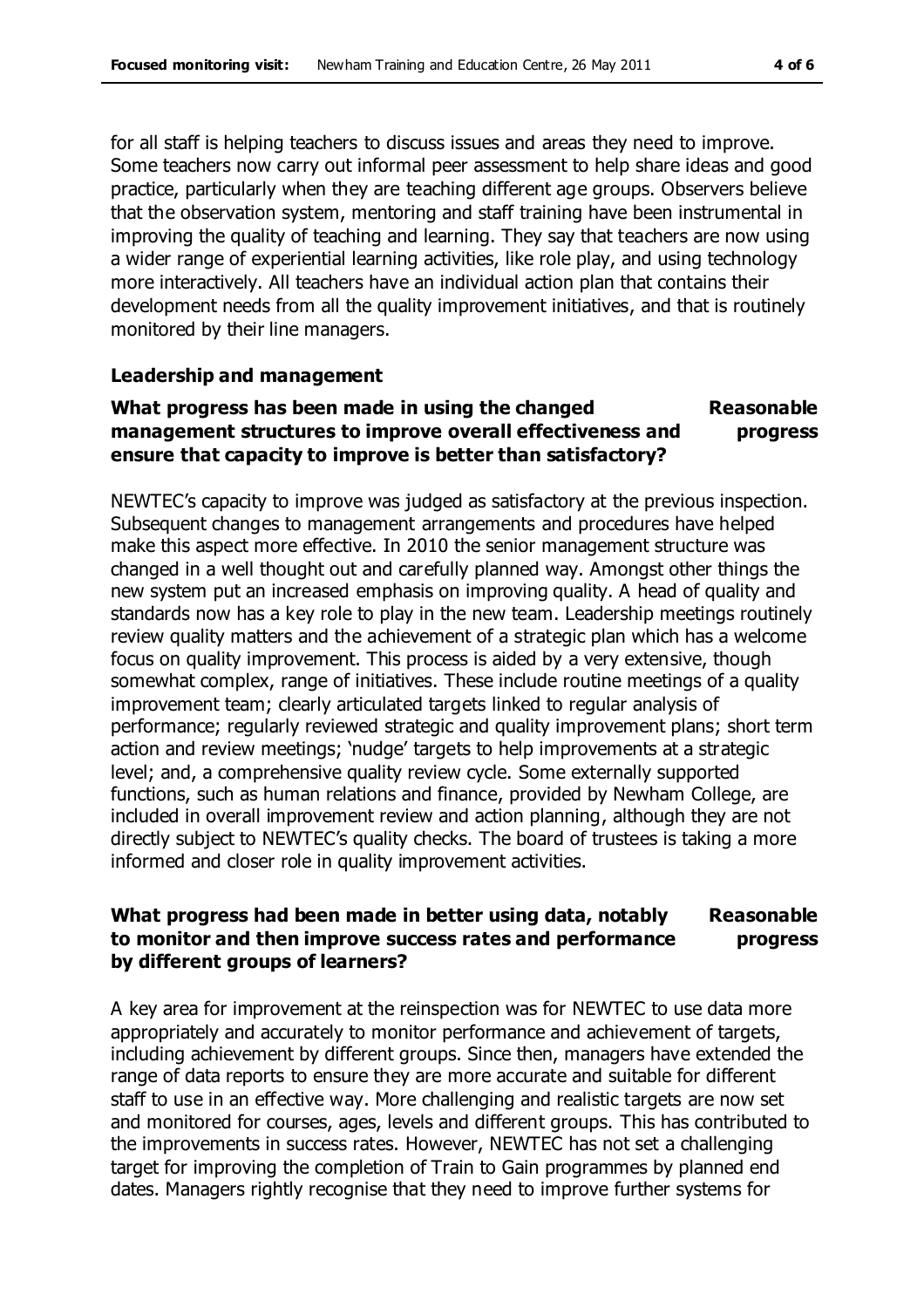for all staff is helping teachers to discuss issues and areas they need to improve. Some teachers now carry out informal peer assessment to help share ideas and good practice, particularly when they are teaching different age groups. Observers believe that the observation system, mentoring and staff training have been instrumental in improving the quality of teaching and learning. They say that teachers are now using a wider range of experiential learning activities, like role play, and using technology more interactively. All teachers have an individual action plan that contains their development needs from all the quality improvement initiatives, and that is routinely monitored by their line managers.

### Leadership and management

**What progress has been made in using the changed management structures to improve overall effectiveness and ensure that capacity to improve is better than satisfactory?** — **Reasonable progress**

NEWTEC's capacity to improve was judged as satisfactory at the previous inspection. Subsequent changes to management arrangements and procedures have helped make this aspect more effective. In 2010 the senior management structure was changed in a well thought out and carefully planned way. Amongst other things the new system put an increased emphasis on improving quality. A head of quality and standards now has a key role to play in the new team. Leadership meetings routinely review quality matters and the achievement of a strategic plan which has a welcome focus on quality improvement. This process is aided by a very extensive, though somewhat complex, range of initiatives. These include routine meetings of a quality improvement team; clearly articulated targets linked to regular analysis of performance; regularly reviewed strategic and quality improvement plans; short term action and review meetings; 'nudge' targets to help improvements at a strategic level; and, a comprehensive quality review cycle. Some externally supported functions, such as human relations and finance, provided by Newham College, are included in overall improvement review and action planning, although they are not directly subject to NEWTEC's quality checks. The board of trustees is taking a more informed and closer role in quality improvement activities.

**What progress had been made in better using data, notably to monitor and then improve success rates and performance by different groups of learners?** — **Reasonable progress**

A key area for improvement at the reinspection was for NEWTEC to use data more appropriately and accurately to monitor performance and achievement of targets, including achievement by different groups. Since then, managers have extended the range of data reports to ensure they are more accurate and suitable for different staff to use in an effective way. More challenging and realistic targets are now set and monitored for courses, ages, levels and different groups. This has contributed to the improvements in success rates. However, NEWTEC has not set a challenging target for improving the completion of Train to Gain programmes by planned end dates. Managers rightly recognise that they need to improve further systems for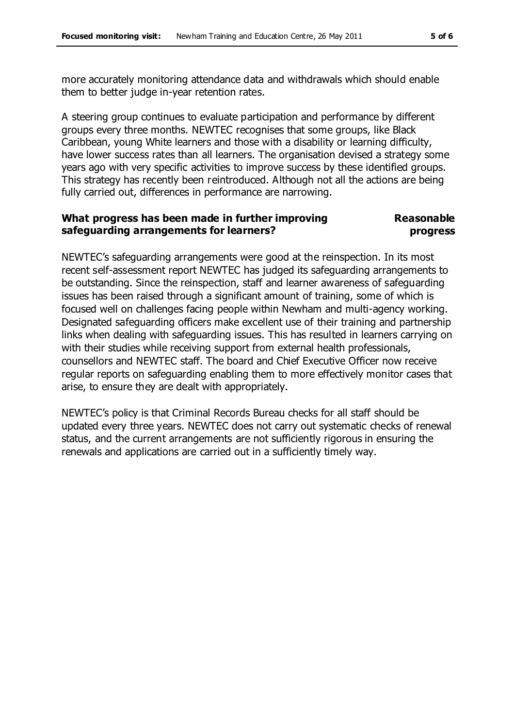more accurately monitoring attendance data and withdrawals which should enable them to better judge in-year retention rates.

A steering group continues to evaluate participation and performance by different groups every three months. NEWTEC recognises that some groups, like Black Caribbean, young White learners and those with a disability or learning difficulty, have lower success rates than all learners. The organisation devised a strategy some years ago with very specific activities to improve success by these identified groups. This strategy has recently been reintroduced. Although not all the actions are being fully carried out, differences in performance are narrowing.

**What progress has been made in further improving safeguarding arrangements for learners?** **Reasonable progress**

NEWTEC's safeguarding arrangements were good at the reinspection. In its most recent self-assessment report NEWTEC has judged its safeguarding arrangements to be outstanding. Since the reinspection, staff and learner awareness of safeguarding issues has been raised through a significant amount of training, some of which is focused well on challenges facing people within Newham and multi-agency working. Designated safeguarding officers make excellent use of their training and partnership links when dealing with safeguarding issues. This has resulted in learners carrying on with their studies while receiving support from external health professionals, counsellors and NEWTEC staff. The board and Chief Executive Officer now receive regular reports on safeguarding enabling them to more effectively monitor cases that arise, to ensure they are dealt with appropriately.

NEWTEC's policy is that Criminal Records Bureau checks for all staff should be updated every three years. NEWTEC does not carry out systematic checks of renewal status, and the current arrangements are not sufficiently rigorous in ensuring the renewals and applications are carried out in a sufficiently timely way.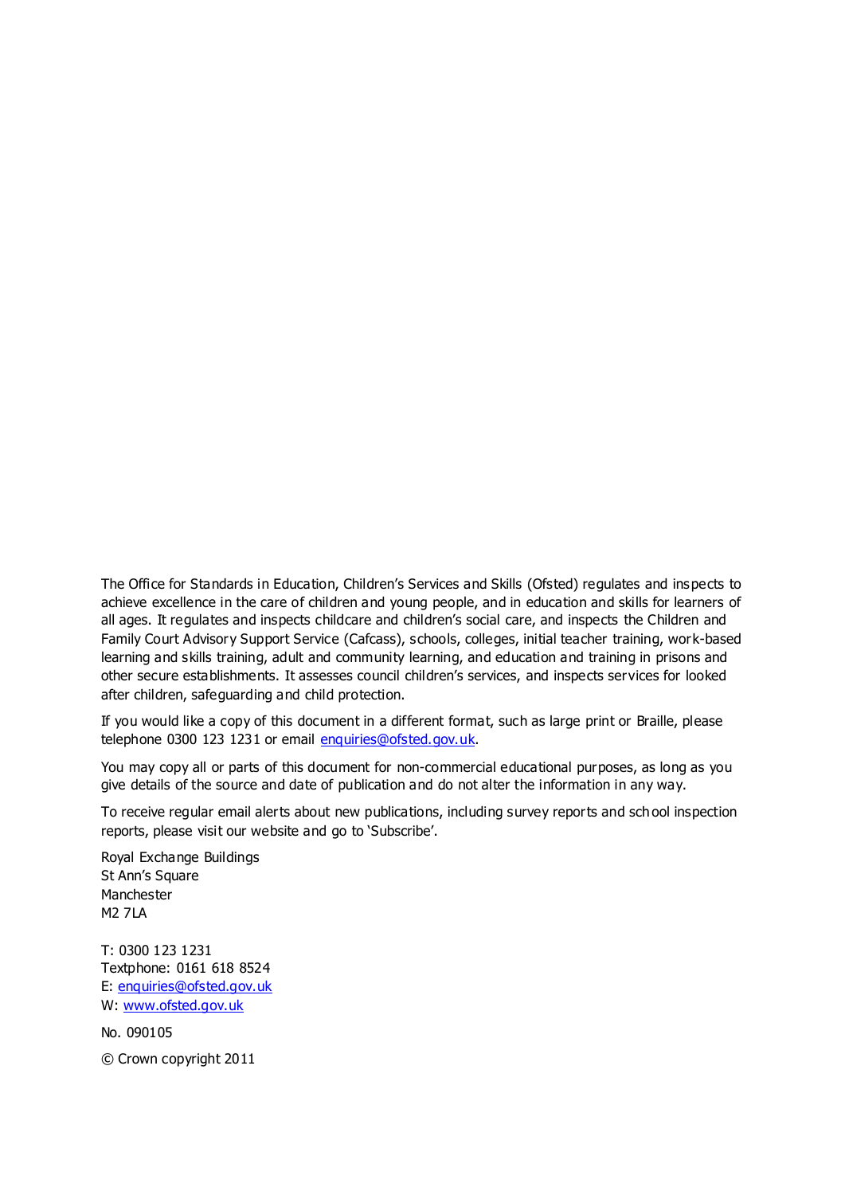The Office for Standards in Education, Children's Services and Skills (Ofsted) regulates and inspects to achieve excellence in the care of children and young people, and in education and skills for learners of all ages. It regulates and inspects childcare and children's social care, and inspects the Children and Family Court Advisory Support Service (Cafcass), schools, colleges, initial teacher training, work-based learning and skills training, adult and community learning, and education and training in prisons and other secure establishments. It assesses council children's services, and inspects services for looked after children, safeguarding and child protection.

If you would like a copy of this document in a different format, such as large print or Braille, please telephone 0300 123 1231 or email enquiries@ofsted.gov.uk.

You may copy all or parts of this document for non-commercial educational purposes, as long as you give details of the source and date of publication and do not alter the information in any way.

To receive regular email alerts about new publications, including survey reports and school inspection reports, please visit our website and go to 'Subscribe'.

Royal Exchange Buildings  
St Ann's Square  
Manchester  
M2 7LA

T: 0300 123 1231  
Textphone: 0161 618 8524  
E: enquiries@ofsted.gov.uk  
W: www.ofsted.gov.uk

No. 090105

© Crown copyright 2011